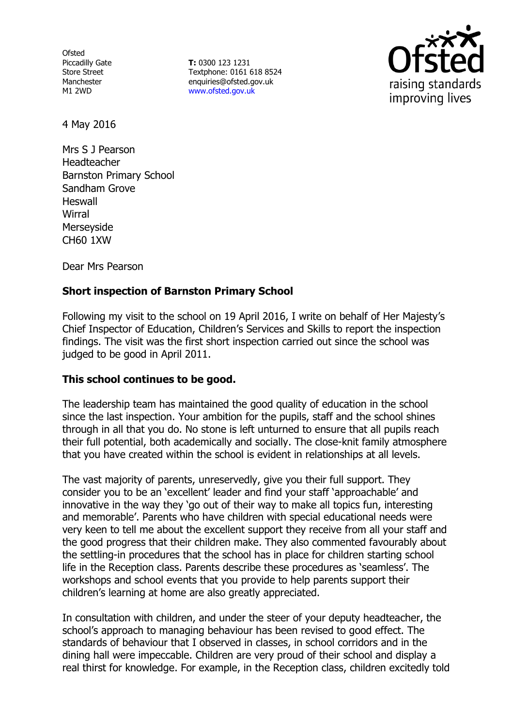Ofsted
Piccadilly Gate
Store Street
Manchester
M1 2WD

**T:** 0300 123 1231
Textphone: 0161 618 8524
enquiries@ofsted.gov.uk
www.ofsted.gov.uk

4 May 2016

Mrs S J Pearson
Headteacher
Barnston Primary School
Sandham Grove
Heswall
Wirral
Merseyside
CH60 1XW

Dear Mrs Pearson

**Short inspection of Barnston Primary School**

Following my visit to the school on 19 April 2016, I write on behalf of Her Majesty's Chief Inspector of Education, Children's Services and Skills to report the inspection findings. The visit was the first short inspection carried out since the school was judged to be good in April 2011.

**This school continues to be good.**

The leadership team has maintained the good quality of education in the school since the last inspection. Your ambition for the pupils, staff and the school shines through in all that you do. No stone is left unturned to ensure that all pupils reach their full potential, both academically and socially. The close-knit family atmosphere that you have created within the school is evident in relationships at all levels.

The vast majority of parents, unreservedly, give you their full support. They consider you to be an 'excellent' leader and find your staff 'approachable' and innovative in the way they 'go out of their way to make all topics fun, interesting and memorable'. Parents who have children with special educational needs were very keen to tell me about the excellent support they receive from all your staff and the good progress that their children make. They also commented favourably about the settling-in procedures that the school has in place for children starting school life in the Reception class. Parents describe these procedures as 'seamless'. The workshops and school events that you provide to help parents support their children's learning at home are also greatly appreciated.

In consultation with children, and under the steer of your deputy headteacher, the school's approach to managing behaviour has been revised to good effect. The standards of behaviour that I observed in classes, in school corridors and in the dining hall were impeccable. Children are very proud of their school and display a real thirst for knowledge. For example, in the Reception class, children excitedly told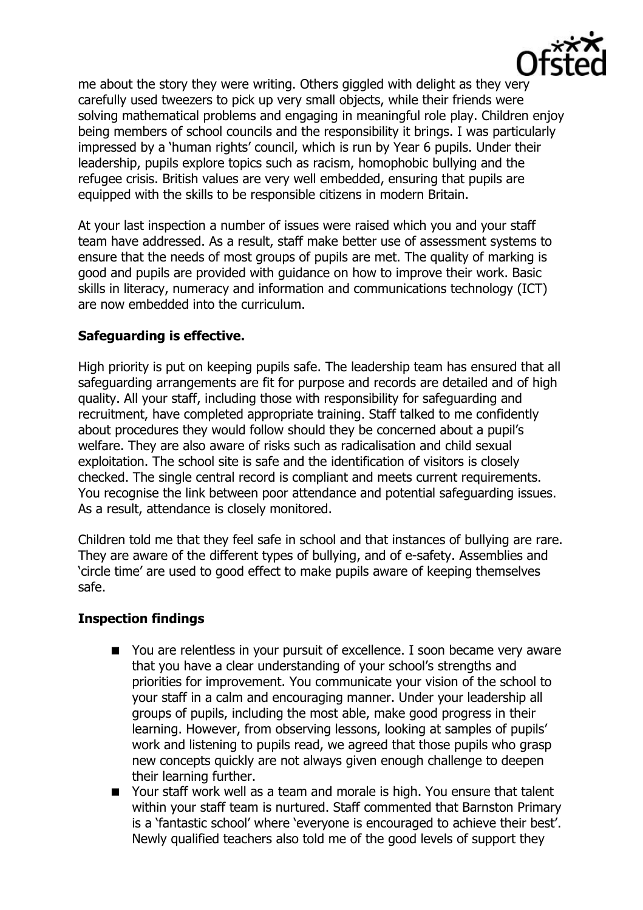me about the story they were writing. Others giggled with delight as they very carefully used tweezers to pick up very small objects, while their friends were solving mathematical problems and engaging in meaningful role play. Children enjoy being members of school councils and the responsibility it brings. I was particularly impressed by a 'human rights' council, which is run by Year 6 pupils. Under their leadership, pupils explore topics such as racism, homophobic bullying and the refugee crisis. British values are very well embedded, ensuring that pupils are equipped with the skills to be responsible citizens in modern Britain.

At your last inspection a number of issues were raised which you and your staff team have addressed. As a result, staff make better use of assessment systems to ensure that the needs of most groups of pupils are met. The quality of marking is good and pupils are provided with guidance on how to improve their work. Basic skills in literacy, numeracy and information and communications technology (ICT) are now embedded into the curriculum.

**Safeguarding is effective.**

High priority is put on keeping pupils safe. The leadership team has ensured that all safeguarding arrangements are fit for purpose and records are detailed and of high quality. All your staff, including those with responsibility for safeguarding and recruitment, have completed appropriate training. Staff talked to me confidently about procedures they would follow should they be concerned about a pupil's welfare. They are also aware of risks such as radicalisation and child sexual exploitation. The school site is safe and the identification of visitors is closely checked. The single central record is compliant and meets current requirements. You recognise the link between poor attendance and potential safeguarding issues. As a result, attendance is closely monitored.

Children told me that they feel safe in school and that instances of bullying are rare. They are aware of the different types of bullying, and of e-safety. Assemblies and 'circle time' are used to good effect to make pupils aware of keeping themselves safe.

**Inspection findings**

- You are relentless in your pursuit of excellence. I soon became very aware that you have a clear understanding of your school's strengths and priorities for improvement. You communicate your vision of the school to your staff in a calm and encouraging manner. Under your leadership all groups of pupils, including the most able, make good progress in their learning. However, from observing lessons, looking at samples of pupils' work and listening to pupils read, we agreed that those pupils who grasp new concepts quickly are not always given enough challenge to deepen their learning further.
- Your staff work well as a team and morale is high. You ensure that talent within your staff team is nurtured. Staff commented that Barnston Primary is a 'fantastic school' where 'everyone is encouraged to achieve their best'. Newly qualified teachers also told me of the good levels of support they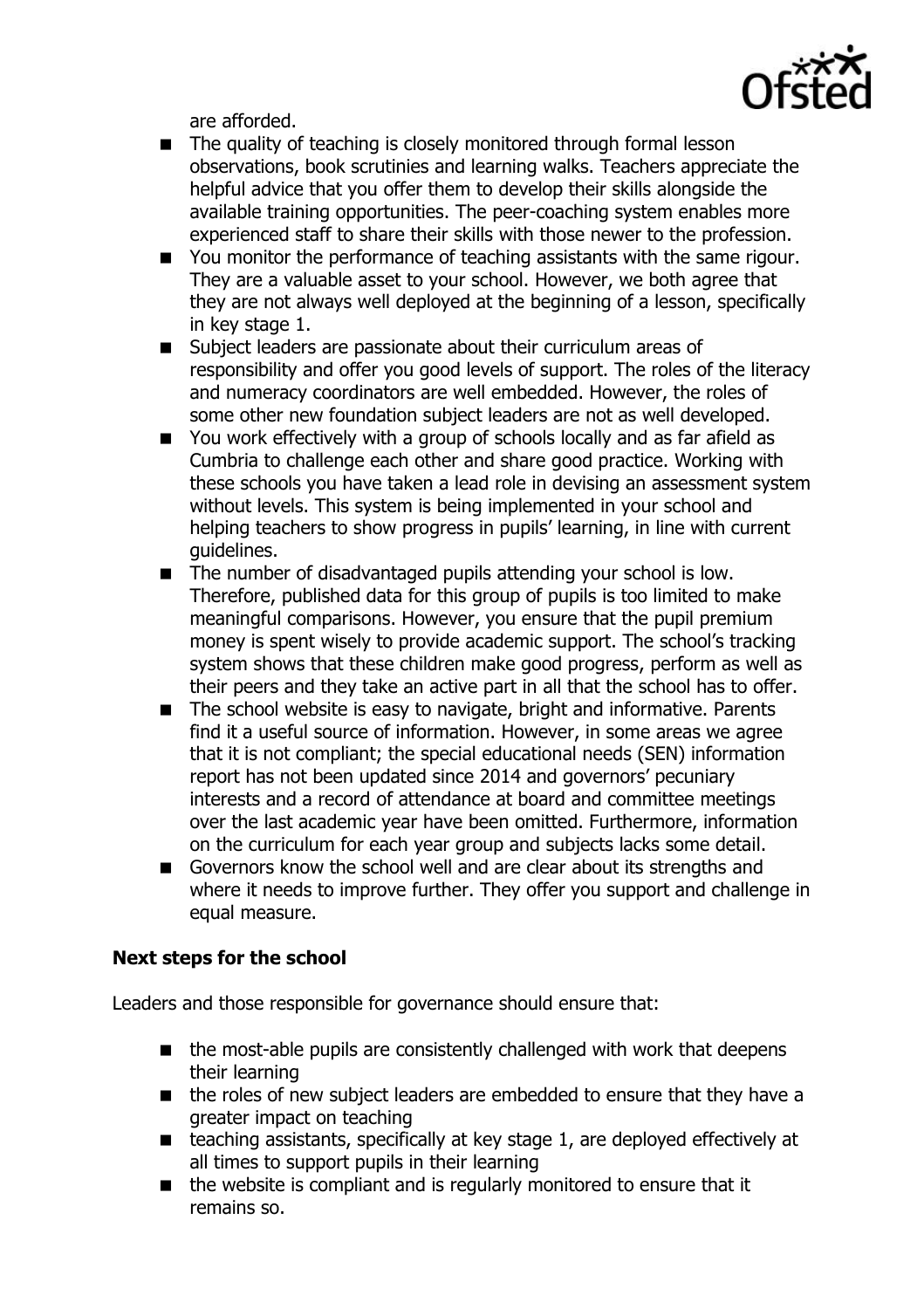are afforded.

- The quality of teaching is closely monitored through formal lesson observations, book scrutinies and learning walks. Teachers appreciate the helpful advice that you offer them to develop their skills alongside the available training opportunities. The peer-coaching system enables more experienced staff to share their skills with those newer to the profession.
- You monitor the performance of teaching assistants with the same rigour. They are a valuable asset to your school. However, we both agree that they are not always well deployed at the beginning of a lesson, specifically in key stage 1.
- Subject leaders are passionate about their curriculum areas of responsibility and offer you good levels of support. The roles of the literacy and numeracy coordinators are well embedded. However, the roles of some other new foundation subject leaders are not as well developed.
- You work effectively with a group of schools locally and as far afield as Cumbria to challenge each other and share good practice. Working with these schools you have taken a lead role in devising an assessment system without levels. This system is being implemented in your school and helping teachers to show progress in pupils' learning, in line with current guidelines.
- The number of disadvantaged pupils attending your school is low. Therefore, published data for this group of pupils is too limited to make meaningful comparisons. However, you ensure that the pupil premium money is spent wisely to provide academic support. The school's tracking system shows that these children make good progress, perform as well as their peers and they take an active part in all that the school has to offer.
- The school website is easy to navigate, bright and informative. Parents find it a useful source of information. However, in some areas we agree that it is not compliant; the special educational needs (SEN) information report has not been updated since 2014 and governors' pecuniary interests and a record of attendance at board and committee meetings over the last academic year have been omitted. Furthermore, information on the curriculum for each year group and subjects lacks some detail.
- Governors know the school well and are clear about its strengths and where it needs to improve further. They offer you support and challenge in equal measure.

## Next steps for the school

Leaders and those responsible for governance should ensure that:

- the most-able pupils are consistently challenged with work that deepens their learning
- the roles of new subject leaders are embedded to ensure that they have a greater impact on teaching
- teaching assistants, specifically at key stage 1, are deployed effectively at all times to support pupils in their learning
- the website is compliant and is regularly monitored to ensure that it remains so.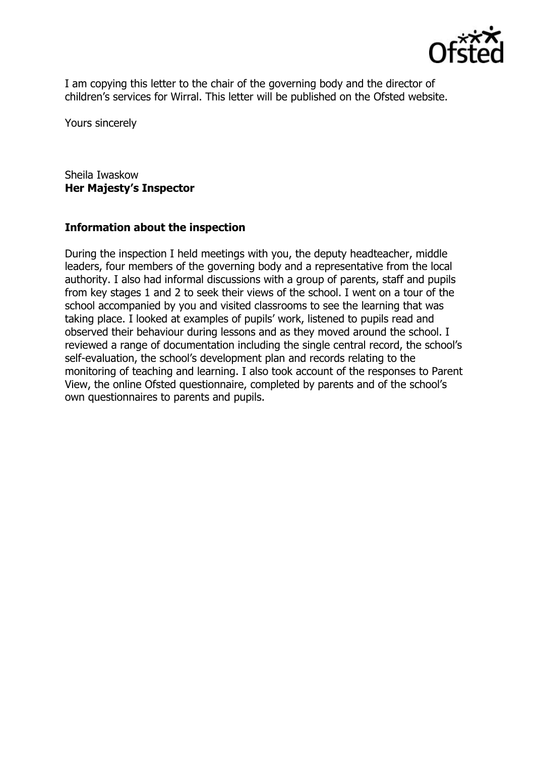I am copying this letter to the chair of the governing body and the director of children's services for Wirral. This letter will be published on the Ofsted website.

Yours sincerely

Sheila Iwaskow
**Her Majesty's Inspector**

### Information about the inspection

During the inspection I held meetings with you, the deputy headteacher, middle leaders, four members of the governing body and a representative from the local authority. I also had informal discussions with a group of parents, staff and pupils from key stages 1 and 2 to seek their views of the school. I went on a tour of the school accompanied by you and visited classrooms to see the learning that was taking place. I looked at examples of pupils' work, listened to pupils read and observed their behaviour during lessons and as they moved around the school. I reviewed a range of documentation including the single central record, the school's self-evaluation, the school's development plan and records relating to the monitoring of teaching and learning. I also took account of the responses to Parent View, the online Ofsted questionnaire, completed by parents and of the school's own questionnaires to parents and pupils.